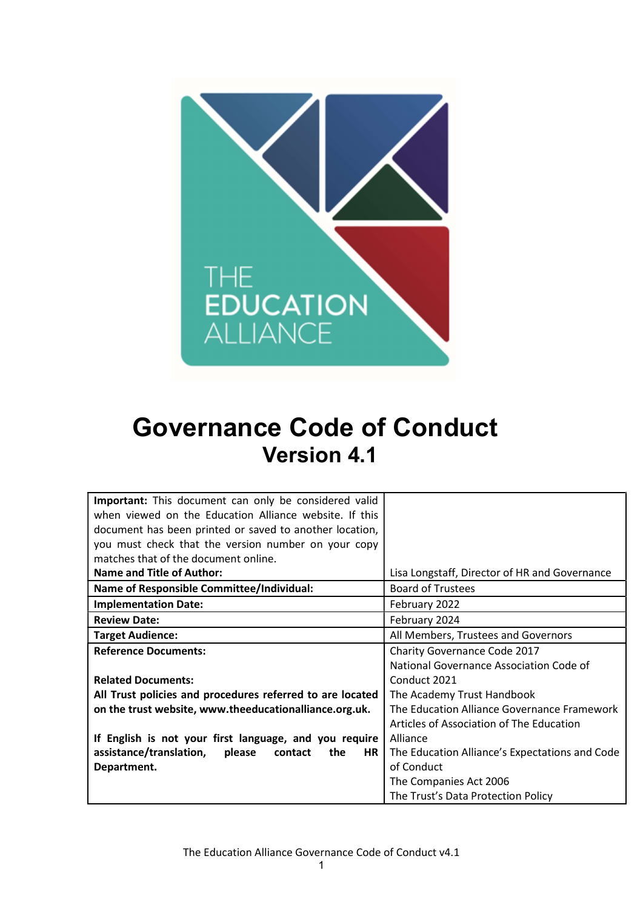THE EDUCATION ALLIANCE

# Governance Code of Conduct
## Version 4.1

| | |
|---|---|
| **Important:** This document can only be considered valid when viewed on the Education Alliance website. If this document has been printed or saved to another location, you must check that the version number on your copy matches that of the document online. **Name and Title of Author:** | Lisa Longstaff, Director of HR and Governance |
| **Name of Responsible Committee/Individual:** | Board of Trustees |
| **Implementation Date:** | February 2022 |
| **Review Date:** | February 2024 |
| **Target Audience:** | All Members, Trustees and Governors |
| **Reference Documents:**<br><br>**Related Documents:**<br>**All Trust policies and procedures referred to are located on the trust website, www.theeducationalliance.org.uk.**<br><br>**If English is not your first language, and you require assistance/translation, please contact the HR Department.** | Charity Governance Code 2017<br>National Governance Association Code of Conduct 2021<br>The Academy Trust Handbook<br>The Education Alliance Governance Framework<br>Articles of Association of The Education Alliance<br>The Education Alliance's Expectations and Code of Conduct<br>The Companies Act 2006<br>The Trust's Data Protection Policy |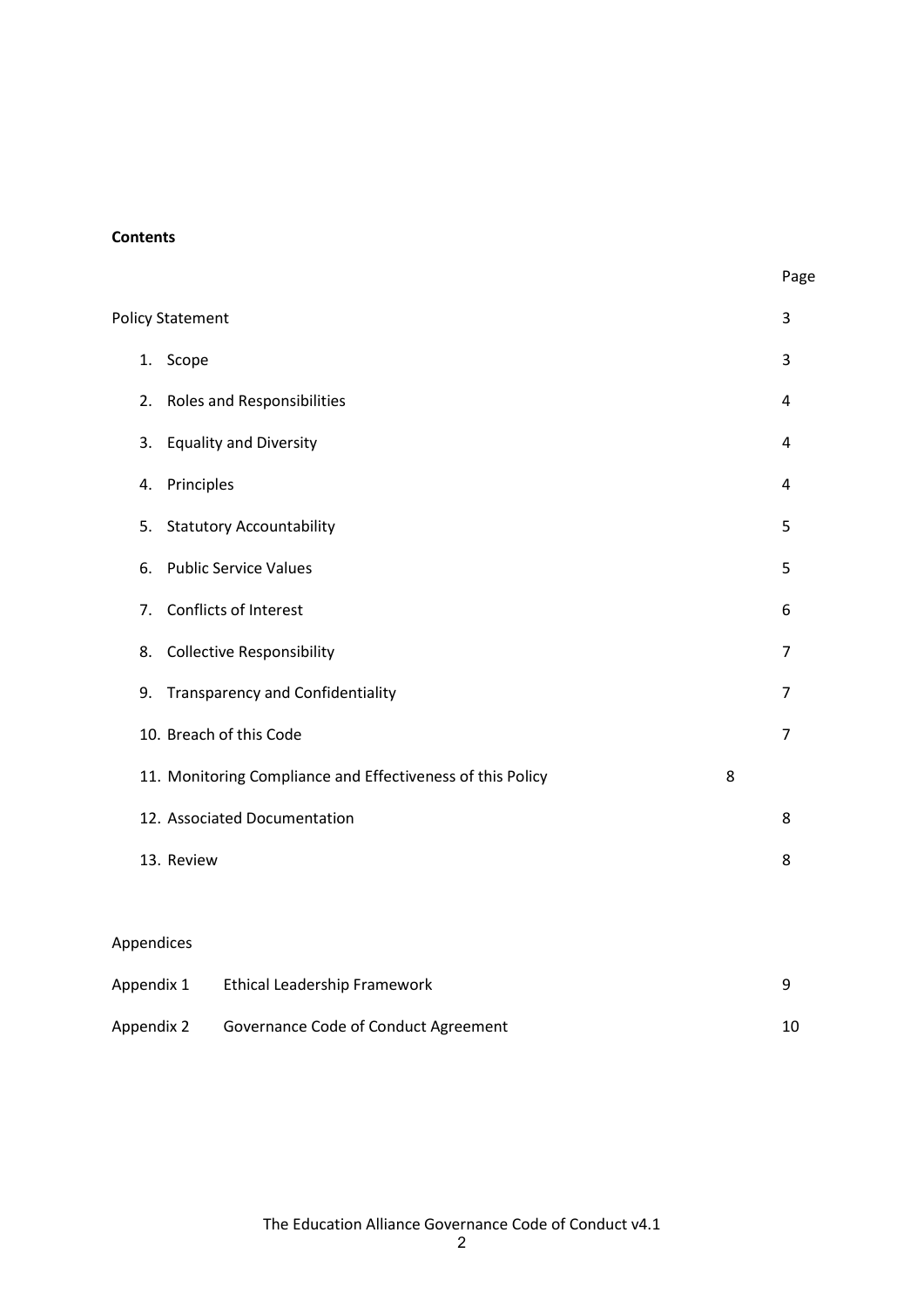**Contents**

| | | Page |
|---|---|---|
| Policy Statement | | 3 |
| 1. | Scope | 3 |
| 2. | Roles and Responsibilities | 4 |
| 3. | Equality and Diversity | 4 |
| 4. | Principles | 4 |
| 5. | Statutory Accountability | 5 |
| 6. | Public Service Values | 5 |
| 7. | Conflicts of Interest | 6 |
| 8. | Collective Responsibility | 7 |
| 9. | Transparency and Confidentiality | 7 |
| 10. | Breach of this Code | 7 |
| 11. | Monitoring Compliance and Effectiveness of this Policy | 8 |
| 12. | Associated Documentation | 8 |
| 13. | Review | 8 |

Appendices

| | | |
|---|---|---|
| Appendix 1 | Ethical Leadership Framework | 9 |
| Appendix 2 | Governance Code of Conduct Agreement | 10 |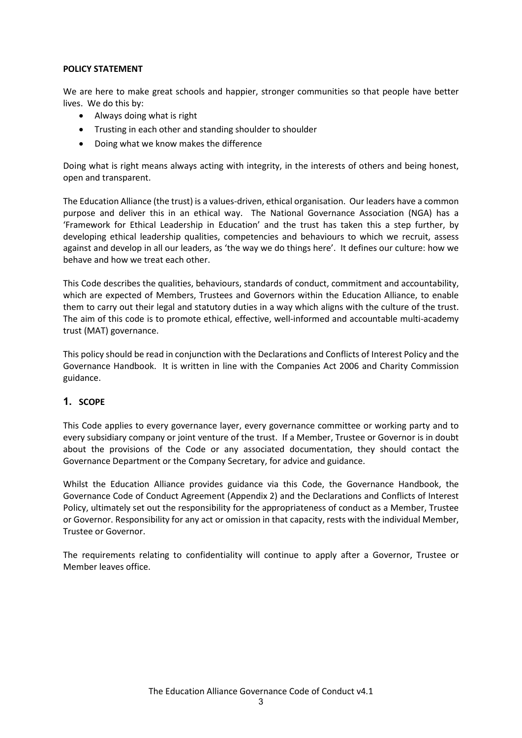**POLICY STATEMENT**

We are here to make great schools and happier, stronger communities so that people have better lives. We do this by:

- Always doing what is right
- Trusting in each other and standing shoulder to shoulder
- Doing what we know makes the difference

Doing what is right means always acting with integrity, in the interests of others and being honest, open and transparent.

The Education Alliance (the trust) is a values-driven, ethical organisation. Our leaders have a common purpose and deliver this in an ethical way. The National Governance Association (NGA) has a 'Framework for Ethical Leadership in Education' and the trust has taken this a step further, by developing ethical leadership qualities, competencies and behaviours to which we recruit, assess against and develop in all our leaders, as 'the way we do things here'. It defines our culture: how we behave and how we treat each other.

This Code describes the qualities, behaviours, standards of conduct, commitment and accountability, which are expected of Members, Trustees and Governors within the Education Alliance, to enable them to carry out their legal and statutory duties in a way which aligns with the culture of the trust. The aim of this code is to promote ethical, effective, well-informed and accountable multi-academy trust (MAT) governance.

This policy should be read in conjunction with the Declarations and Conflicts of Interest Policy and the Governance Handbook. It is written in line with the Companies Act 2006 and Charity Commission guidance.

## 1. SCOPE

This Code applies to every governance layer, every governance committee or working party and to every subsidiary company or joint venture of the trust. If a Member, Trustee or Governor is in doubt about the provisions of the Code or any associated documentation, they should contact the Governance Department or the Company Secretary, for advice and guidance.

Whilst the Education Alliance provides guidance via this Code, the Governance Handbook, the Governance Code of Conduct Agreement (Appendix 2) and the Declarations and Conflicts of Interest Policy, ultimately set out the responsibility for the appropriateness of conduct as a Member, Trustee or Governor. Responsibility for any act or omission in that capacity, rests with the individual Member, Trustee or Governor.

The requirements relating to confidentiality will continue to apply after a Governor, Trustee or Member leaves office.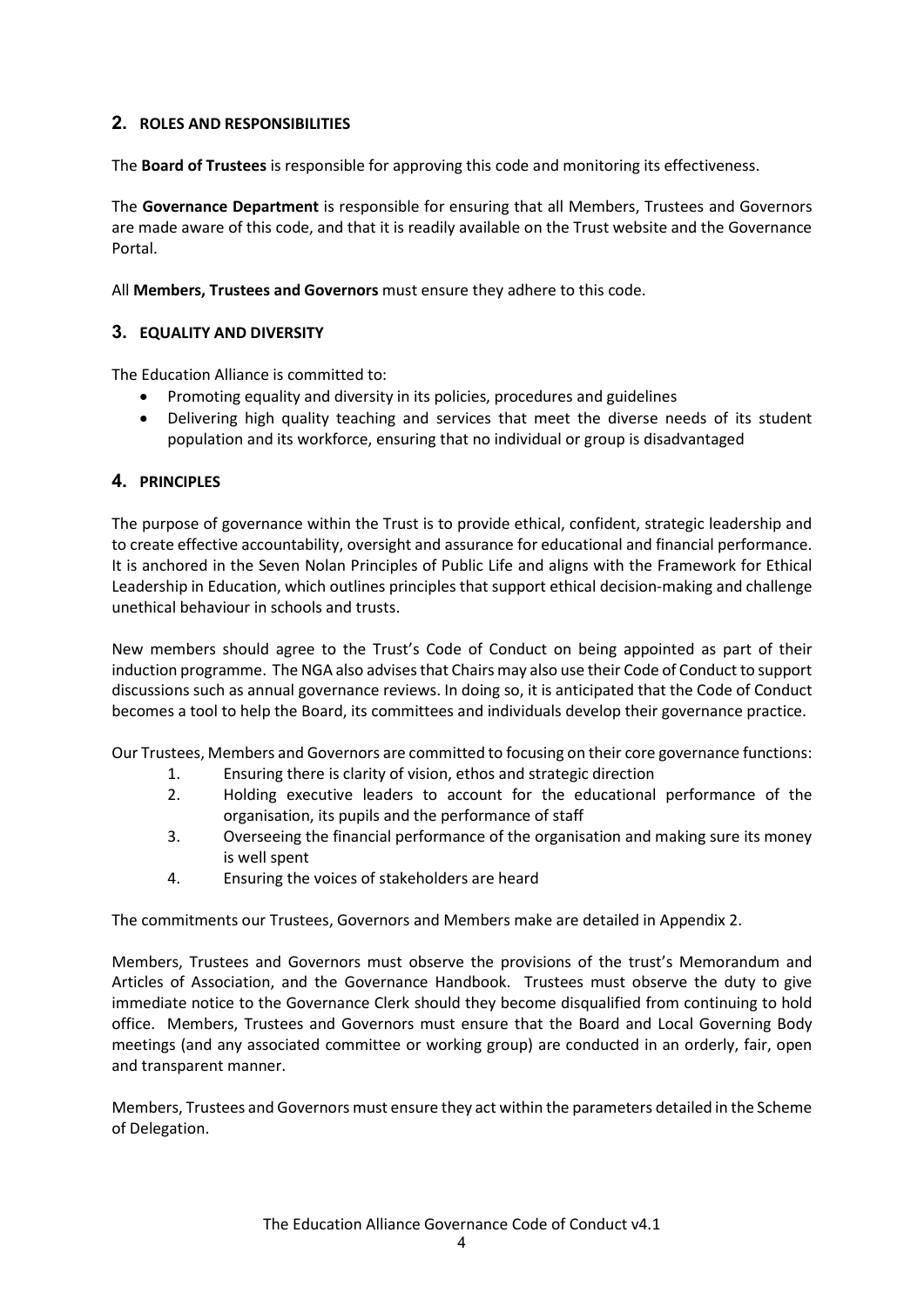## 2. ROLES AND RESPONSIBILITIES

The **Board of Trustees** is responsible for approving this code and monitoring its effectiveness.

The **Governance Department** is responsible for ensuring that all Members, Trustees and Governors are made aware of this code, and that it is readily available on the Trust website and the Governance Portal.

All **Members, Trustees and Governors** must ensure they adhere to this code.

## 3. EQUALITY AND DIVERSITY

The Education Alliance is committed to:

- Promoting equality and diversity in its policies, procedures and guidelines
- Delivering high quality teaching and services that meet the diverse needs of its student population and its workforce, ensuring that no individual or group is disadvantaged

## 4. PRINCIPLES

The purpose of governance within the Trust is to provide ethical, confident, strategic leadership and to create effective accountability, oversight and assurance for educational and financial performance. It is anchored in the Seven Nolan Principles of Public Life and aligns with the Framework for Ethical Leadership in Education, which outlines principles that support ethical decision-making and challenge unethical behaviour in schools and trusts.

New members should agree to the Trust's Code of Conduct on being appointed as part of their induction programme. The NGA also advises that Chairs may also use their Code of Conduct to support discussions such as annual governance reviews. In doing so, it is anticipated that the Code of Conduct becomes a tool to help the Board, its committees and individuals develop their governance practice.

Our Trustees, Members and Governors are committed to focusing on their core governance functions:

1. Ensuring there is clarity of vision, ethos and strategic direction
2. Holding executive leaders to account for the educational performance of the organisation, its pupils and the performance of staff
3. Overseeing the financial performance of the organisation and making sure its money is well spent
4. Ensuring the voices of stakeholders are heard

The commitments our Trustees, Governors and Members make are detailed in Appendix 2.

Members, Trustees and Governors must observe the provisions of the trust's Memorandum and Articles of Association, and the Governance Handbook. Trustees must observe the duty to give immediate notice to the Governance Clerk should they become disqualified from continuing to hold office. Members, Trustees and Governors must ensure that the Board and Local Governing Body meetings (and any associated committee or working group) are conducted in an orderly, fair, open and transparent manner.

Members, Trustees and Governors must ensure they act within the parameters detailed in the Scheme of Delegation.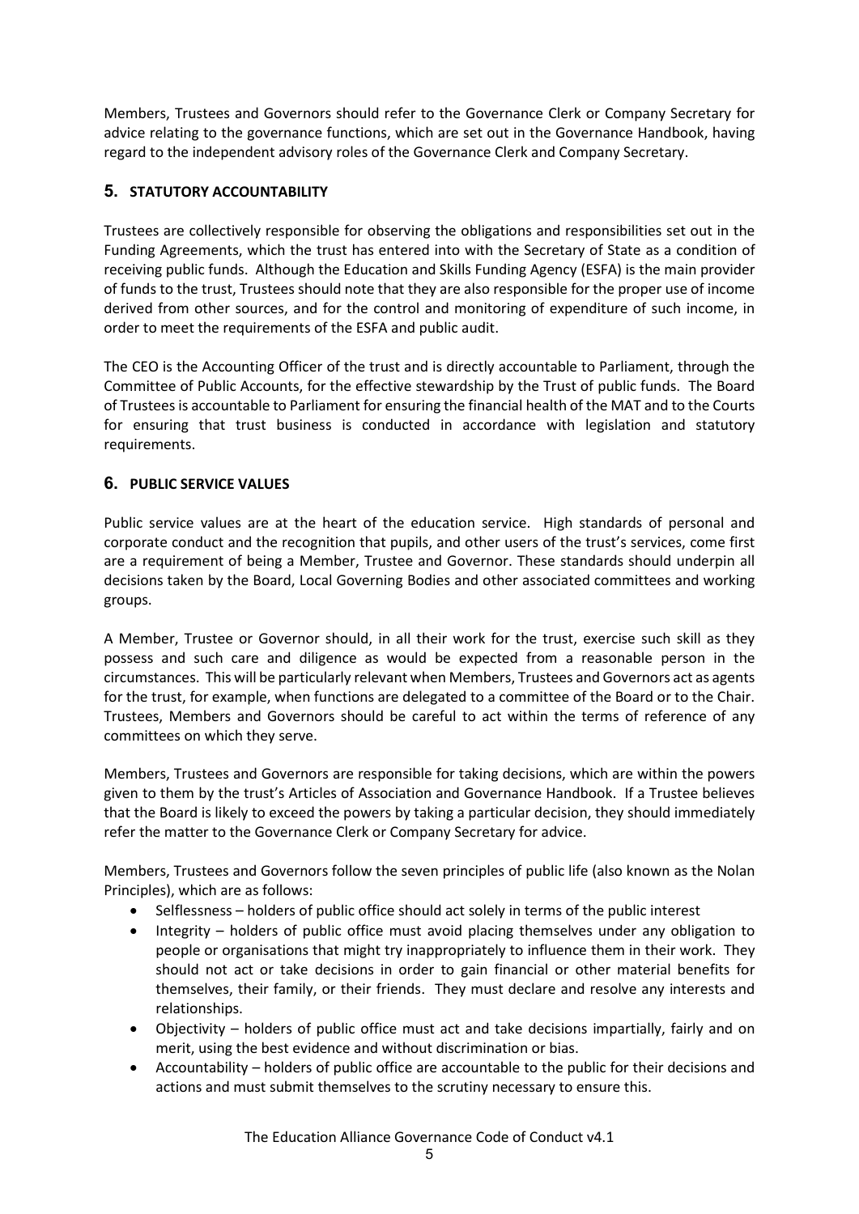Members, Trustees and Governors should refer to the Governance Clerk or Company Secretary for advice relating to the governance functions, which are set out in the Governance Handbook, having regard to the independent advisory roles of the Governance Clerk and Company Secretary.

## 5. STATUTORY ACCOUNTABILITY

Trustees are collectively responsible for observing the obligations and responsibilities set out in the Funding Agreements, which the trust has entered into with the Secretary of State as a condition of receiving public funds. Although the Education and Skills Funding Agency (ESFA) is the main provider of funds to the trust, Trustees should note that they are also responsible for the proper use of income derived from other sources, and for the control and monitoring of expenditure of such income, in order to meet the requirements of the ESFA and public audit.

The CEO is the Accounting Officer of the trust and is directly accountable to Parliament, through the Committee of Public Accounts, for the effective stewardship by the Trust of public funds. The Board of Trustees is accountable to Parliament for ensuring the financial health of the MAT and to the Courts for ensuring that trust business is conducted in accordance with legislation and statutory requirements.

## 6. PUBLIC SERVICE VALUES

Public service values are at the heart of the education service. High standards of personal and corporate conduct and the recognition that pupils, and other users of the trust's services, come first are a requirement of being a Member, Trustee and Governor. These standards should underpin all decisions taken by the Board, Local Governing Bodies and other associated committees and working groups.

A Member, Trustee or Governor should, in all their work for the trust, exercise such skill as they possess and such care and diligence as would be expected from a reasonable person in the circumstances. This will be particularly relevant when Members, Trustees and Governors act as agents for the trust, for example, when functions are delegated to a committee of the Board or to the Chair. Trustees, Members and Governors should be careful to act within the terms of reference of any committees on which they serve.

Members, Trustees and Governors are responsible for taking decisions, which are within the powers given to them by the trust's Articles of Association and Governance Handbook. If a Trustee believes that the Board is likely to exceed the powers by taking a particular decision, they should immediately refer the matter to the Governance Clerk or Company Secretary for advice.

Members, Trustees and Governors follow the seven principles of public life (also known as the Nolan Principles), which are as follows:

- Selflessness – holders of public office should act solely in terms of the public interest
- Integrity – holders of public office must avoid placing themselves under any obligation to people or organisations that might try inappropriately to influence them in their work. They should not act or take decisions in order to gain financial or other material benefits for themselves, their family, or their friends. They must declare and resolve any interests and relationships.
- Objectivity – holders of public office must act and take decisions impartially, fairly and on merit, using the best evidence and without discrimination or bias.
- Accountability – holders of public office are accountable to the public for their decisions and actions and must submit themselves to the scrutiny necessary to ensure this.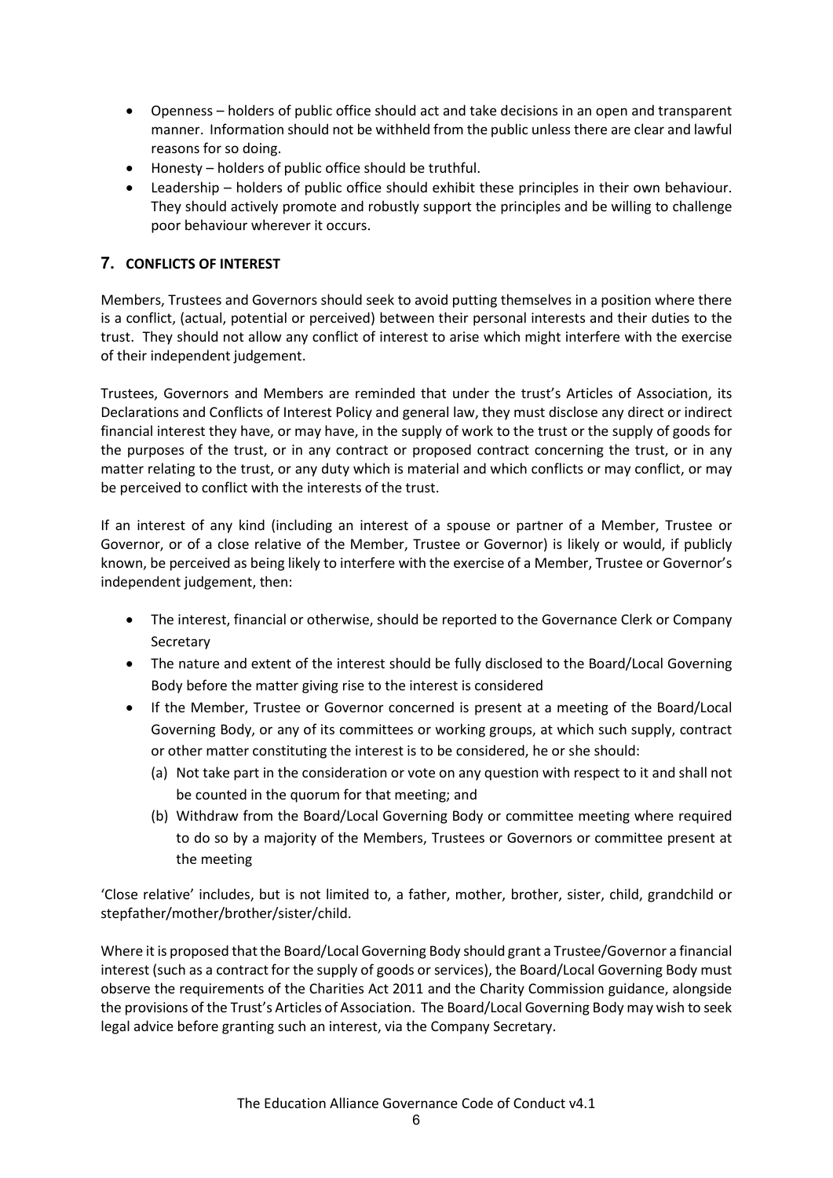- Openness – holders of public office should act and take decisions in an open and transparent manner. Information should not be withheld from the public unless there are clear and lawful reasons for so doing.
- Honesty – holders of public office should be truthful.
- Leadership – holders of public office should exhibit these principles in their own behaviour. They should actively promote and robustly support the principles and be willing to challenge poor behaviour wherever it occurs.

## 7. CONFLICTS OF INTEREST

Members, Trustees and Governors should seek to avoid putting themselves in a position where there is a conflict, (actual, potential or perceived) between their personal interests and their duties to the trust. They should not allow any conflict of interest to arise which might interfere with the exercise of their independent judgement.

Trustees, Governors and Members are reminded that under the trust's Articles of Association, its Declarations and Conflicts of Interest Policy and general law, they must disclose any direct or indirect financial interest they have, or may have, in the supply of work to the trust or the supply of goods for the purposes of the trust, or in any contract or proposed contract concerning the trust, or in any matter relating to the trust, or any duty which is material and which conflicts or may conflict, or may be perceived to conflict with the interests of the trust.

If an interest of any kind (including an interest of a spouse or partner of a Member, Trustee or Governor, or of a close relative of the Member, Trustee or Governor) is likely or would, if publicly known, be perceived as being likely to interfere with the exercise of a Member, Trustee or Governor's independent judgement, then:

- The interest, financial or otherwise, should be reported to the Governance Clerk or Company Secretary
- The nature and extent of the interest should be fully disclosed to the Board/Local Governing Body before the matter giving rise to the interest is considered
- If the Member, Trustee or Governor concerned is present at a meeting of the Board/Local Governing Body, or any of its committees or working groups, at which such supply, contract or other matter constituting the interest is to be considered, he or she should:
  - (a) Not take part in the consideration or vote on any question with respect to it and shall not be counted in the quorum for that meeting; and
  - (b) Withdraw from the Board/Local Governing Body or committee meeting where required to do so by a majority of the Members, Trustees or Governors or committee present at the meeting

'Close relative' includes, but is not limited to, a father, mother, brother, sister, child, grandchild or stepfather/mother/brother/sister/child.

Where it is proposed that the Board/Local Governing Body should grant a Trustee/Governor a financial interest (such as a contract for the supply of goods or services), the Board/Local Governing Body must observe the requirements of the Charities Act 2011 and the Charity Commission guidance, alongside the provisions of the Trust's Articles of Association. The Board/Local Governing Body may wish to seek legal advice before granting such an interest, via the Company Secretary.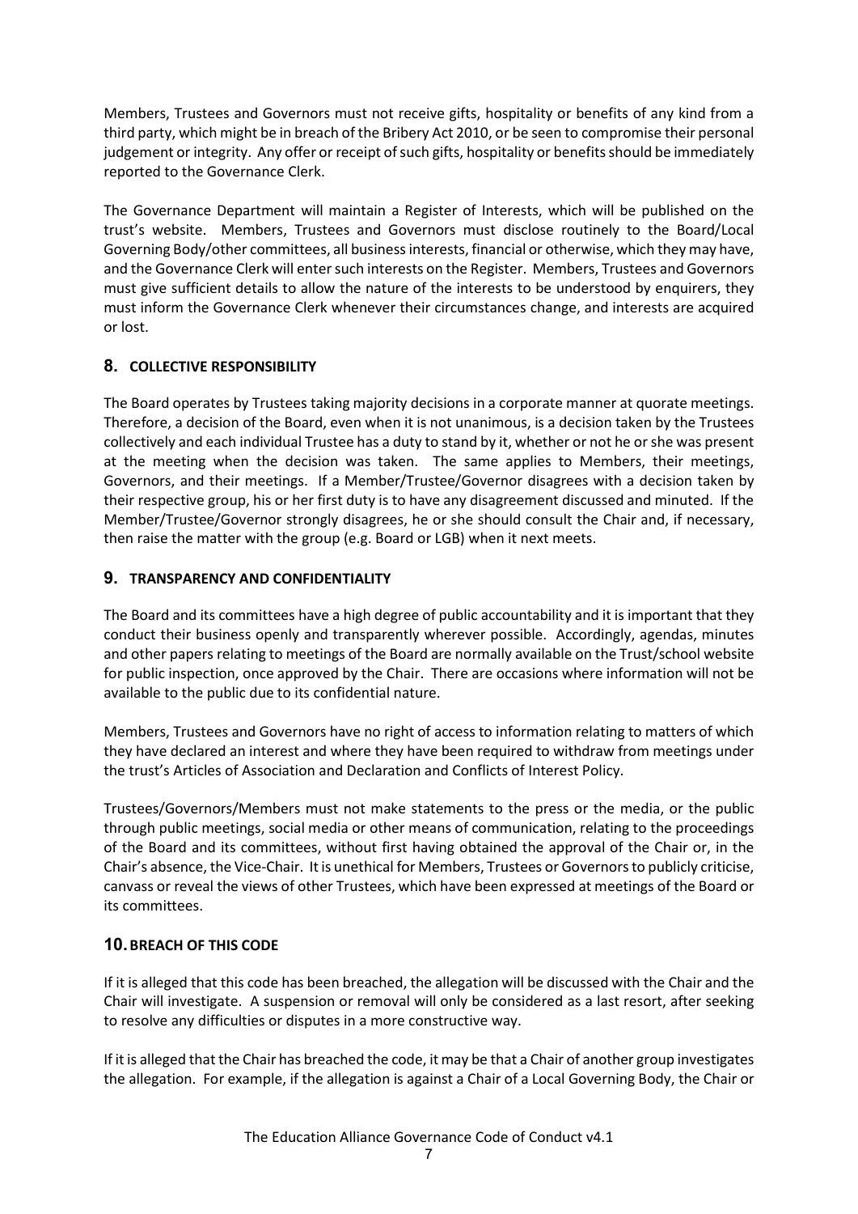Members, Trustees and Governors must not receive gifts, hospitality or benefits of any kind from a third party, which might be in breach of the Bribery Act 2010, or be seen to compromise their personal judgement or integrity. Any offer or receipt of such gifts, hospitality or benefits should be immediately reported to the Governance Clerk.

The Governance Department will maintain a Register of Interests, which will be published on the trust's website. Members, Trustees and Governors must disclose routinely to the Board/Local Governing Body/other committees, all business interests, financial or otherwise, which they may have, and the Governance Clerk will enter such interests on the Register. Members, Trustees and Governors must give sufficient details to allow the nature of the interests to be understood by enquirers, they must inform the Governance Clerk whenever their circumstances change, and interests are acquired or lost.

## 8. COLLECTIVE RESPONSIBILITY

The Board operates by Trustees taking majority decisions in a corporate manner at quorate meetings. Therefore, a decision of the Board, even when it is not unanimous, is a decision taken by the Trustees collectively and each individual Trustee has a duty to stand by it, whether or not he or she was present at the meeting when the decision was taken. The same applies to Members, their meetings, Governors, and their meetings. If a Member/Trustee/Governor disagrees with a decision taken by their respective group, his or her first duty is to have any disagreement discussed and minuted. If the Member/Trustee/Governor strongly disagrees, he or she should consult the Chair and, if necessary, then raise the matter with the group (e.g. Board or LGB) when it next meets.

## 9. TRANSPARENCY AND CONFIDENTIALITY

The Board and its committees have a high degree of public accountability and it is important that they conduct their business openly and transparently wherever possible. Accordingly, agendas, minutes and other papers relating to meetings of the Board are normally available on the Trust/school website for public inspection, once approved by the Chair. There are occasions where information will not be available to the public due to its confidential nature.

Members, Trustees and Governors have no right of access to information relating to matters of which they have declared an interest and where they have been required to withdraw from meetings under the trust's Articles of Association and Declaration and Conflicts of Interest Policy.

Trustees/Governors/Members must not make statements to the press or the media, or the public through public meetings, social media or other means of communication, relating to the proceedings of the Board and its committees, without first having obtained the approval of the Chair or, in the Chair's absence, the Vice-Chair. It is unethical for Members, Trustees or Governors to publicly criticise, canvass or reveal the views of other Trustees, which have been expressed at meetings of the Board or its committees.

## 10. BREACH OF THIS CODE

If it is alleged that this code has been breached, the allegation will be discussed with the Chair and the Chair will investigate. A suspension or removal will only be considered as a last resort, after seeking to resolve any difficulties or disputes in a more constructive way.

If it is alleged that the Chair has breached the code, it may be that a Chair of another group investigates the allegation. For example, if the allegation is against a Chair of a Local Governing Body, the Chair or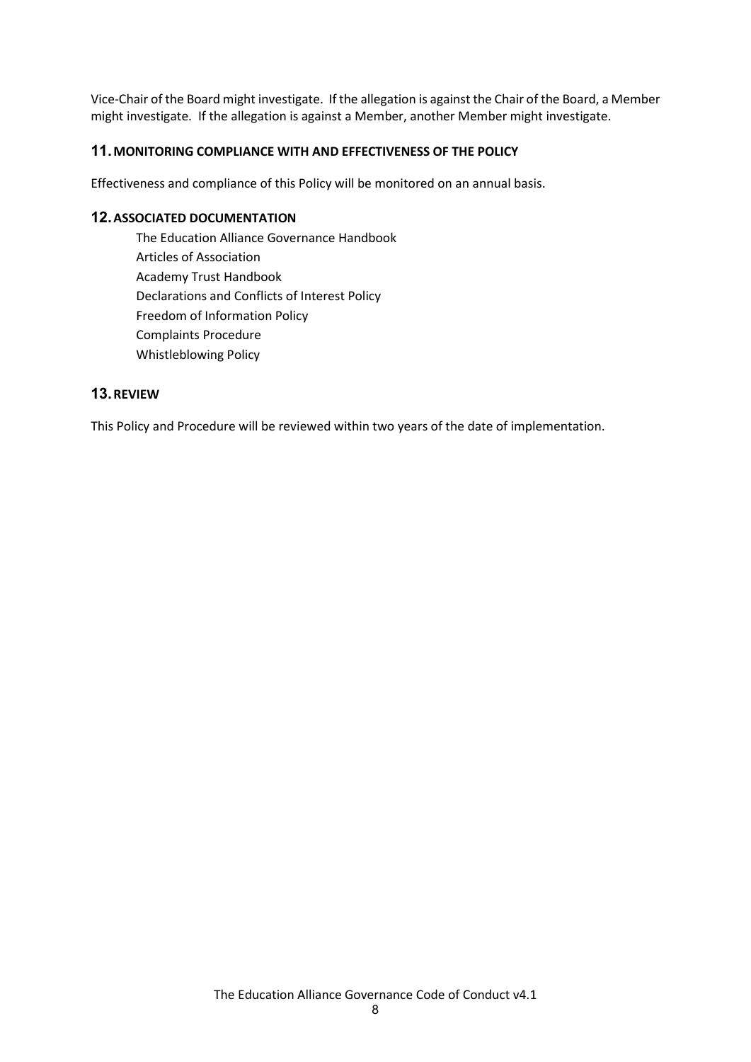Vice-Chair of the Board might investigate. If the allegation is against the Chair of the Board, a Member might investigate. If the allegation is against a Member, another Member might investigate.

## 11. MONITORING COMPLIANCE WITH AND EFFECTIVENESS OF THE POLICY

Effectiveness and compliance of this Policy will be monitored on an annual basis.

## 12. ASSOCIATED DOCUMENTATION

- The Education Alliance Governance Handbook
- Articles of Association
- Academy Trust Handbook
- Declarations and Conflicts of Interest Policy
- Freedom of Information Policy
- Complaints Procedure
- Whistleblowing Policy

## 13. REVIEW

This Policy and Procedure will be reviewed within two years of the date of implementation.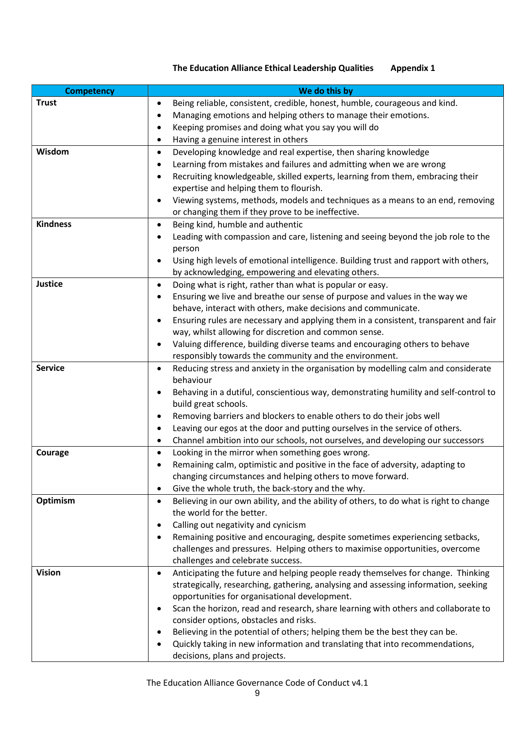**The Education Alliance Ethical Leadership Qualities Appendix 1**

| Competency | We do this by |
|---|---|
| **Trust** | • Being reliable, consistent, credible, honest, humble, courageous and kind.<br>• Managing emotions and helping others to manage their emotions.<br>• Keeping promises and doing what you say you will do<br>• Having a genuine interest in others |
| **Wisdom** | • Developing knowledge and real expertise, then sharing knowledge<br>• Learning from mistakes and failures and admitting when we are wrong<br>• Recruiting knowledgeable, skilled experts, learning from them, embracing their expertise and helping them to flourish.<br>• Viewing systems, methods, models and techniques as a means to an end, removing or changing them if they prove to be ineffective. |
| **Kindness** | • Being kind, humble and authentic<br>• Leading with compassion and care, listening and seeing beyond the job role to the person<br>• Using high levels of emotional intelligence. Building trust and rapport with others, by acknowledging, empowering and elevating others. |
| **Justice** | • Doing what is right, rather than what is popular or easy.<br>• Ensuring we live and breathe our sense of purpose and values in the way we behave, interact with others, make decisions and communicate.<br>• Ensuring rules are necessary and applying them in a consistent, transparent and fair way, whilst allowing for discretion and common sense.<br>• Valuing difference, building diverse teams and encouraging others to behave responsibly towards the community and the environment. |
| **Service** | • Reducing stress and anxiety in the organisation by modelling calm and considerate behaviour<br>• Behaving in a dutiful, conscientious way, demonstrating humility and self-control to build great schools.<br>• Removing barriers and blockers to enable others to do their jobs well<br>• Leaving our egos at the door and putting ourselves in the service of others.<br>• Channel ambition into our schools, not ourselves, and developing our successors |
| **Courage** | • Looking in the mirror when something goes wrong.<br>• Remaining calm, optimistic and positive in the face of adversity, adapting to changing circumstances and helping others to move forward.<br>• Give the whole truth, the back-story and the why. |
| **Optimism** | • Believing in our own ability, and the ability of others, to do what is right to change the world for the better.<br>• Calling out negativity and cynicism<br>• Remaining positive and encouraging, despite sometimes experiencing setbacks, challenges and pressures. Helping others to maximise opportunities, overcome challenges and celebrate success. |
| **Vision** | • Anticipating the future and helping people ready themselves for change. Thinking strategically, researching, gathering, analysing and assessing information, seeking opportunities for organisational development.<br>• Scan the horizon, read and research, share learning with others and collaborate to consider options, obstacles and risks.<br>• Believing in the potential of others; helping them be the best they can be.<br>• Quickly taking in new information and translating that into recommendations, decisions, plans and projects. |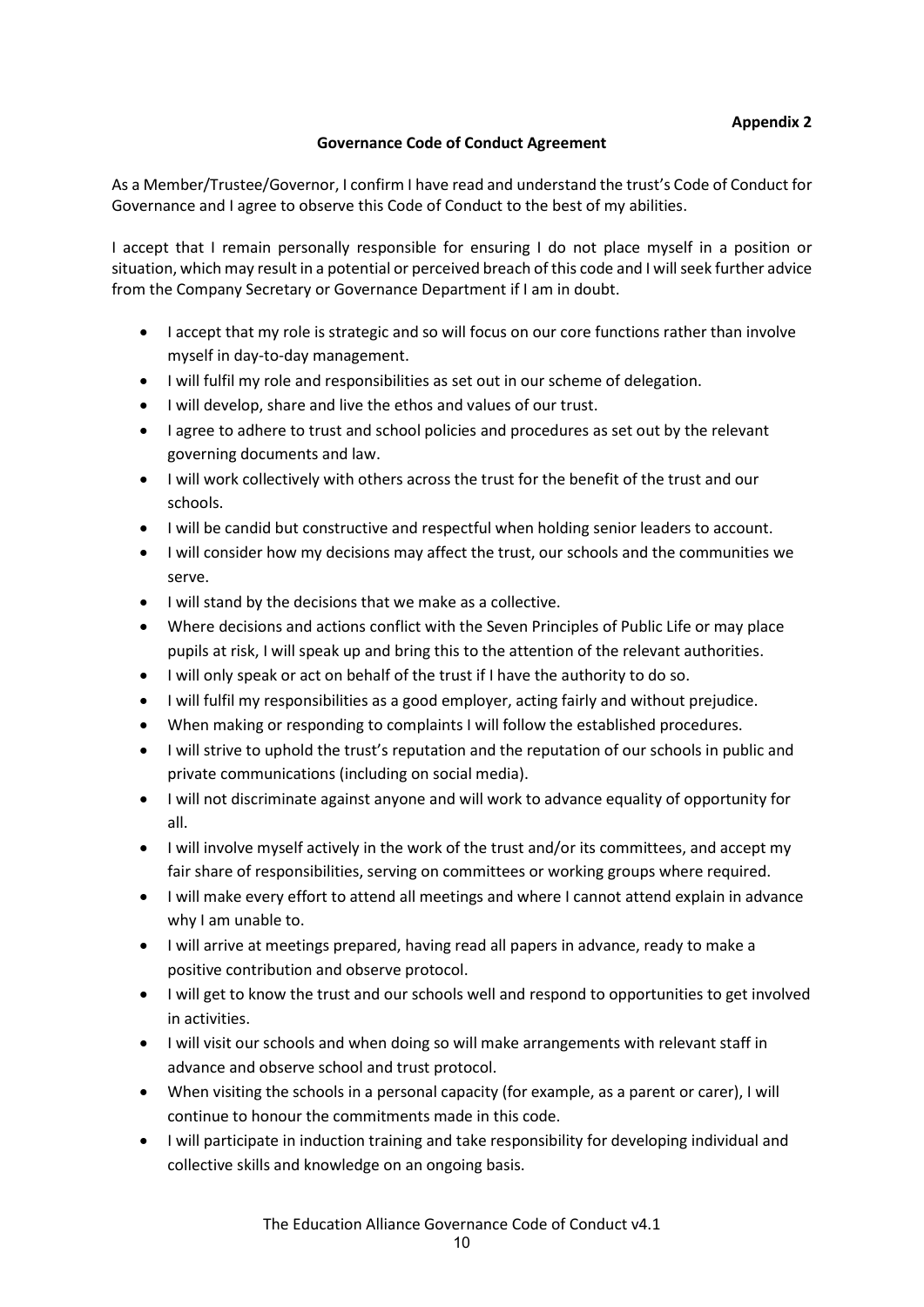**Appendix 2**

## Governance Code of Conduct Agreement

As a Member/Trustee/Governor, I confirm I have read and understand the trust's Code of Conduct for Governance and I agree to observe this Code of Conduct to the best of my abilities.

I accept that I remain personally responsible for ensuring I do not place myself in a position or situation, which may result in a potential or perceived breach of this code and I will seek further advice from the Company Secretary or Governance Department if I am in doubt.

- I accept that my role is strategic and so will focus on our core functions rather than involve myself in day-to-day management.
- I will fulfil my role and responsibilities as set out in our scheme of delegation.
- I will develop, share and live the ethos and values of our trust.
- I agree to adhere to trust and school policies and procedures as set out by the relevant governing documents and law.
- I will work collectively with others across the trust for the benefit of the trust and our schools.
- I will be candid but constructive and respectful when holding senior leaders to account.
- I will consider how my decisions may affect the trust, our schools and the communities we serve.
- I will stand by the decisions that we make as a collective.
- Where decisions and actions conflict with the Seven Principles of Public Life or may place pupils at risk, I will speak up and bring this to the attention of the relevant authorities.
- I will only speak or act on behalf of the trust if I have the authority to do so.
- I will fulfil my responsibilities as a good employer, acting fairly and without prejudice.
- When making or responding to complaints I will follow the established procedures.
- I will strive to uphold the trust's reputation and the reputation of our schools in public and private communications (including on social media).
- I will not discriminate against anyone and will work to advance equality of opportunity for all.
- I will involve myself actively in the work of the trust and/or its committees, and accept my fair share of responsibilities, serving on committees or working groups where required.
- I will make every effort to attend all meetings and where I cannot attend explain in advance why I am unable to.
- I will arrive at meetings prepared, having read all papers in advance, ready to make a positive contribution and observe protocol.
- I will get to know the trust and our schools well and respond to opportunities to get involved in activities.
- I will visit our schools and when doing so will make arrangements with relevant staff in advance and observe school and trust protocol.
- When visiting the schools in a personal capacity (for example, as a parent or carer), I will continue to honour the commitments made in this code.
- I will participate in induction training and take responsibility for developing individual and collective skills and knowledge on an ongoing basis.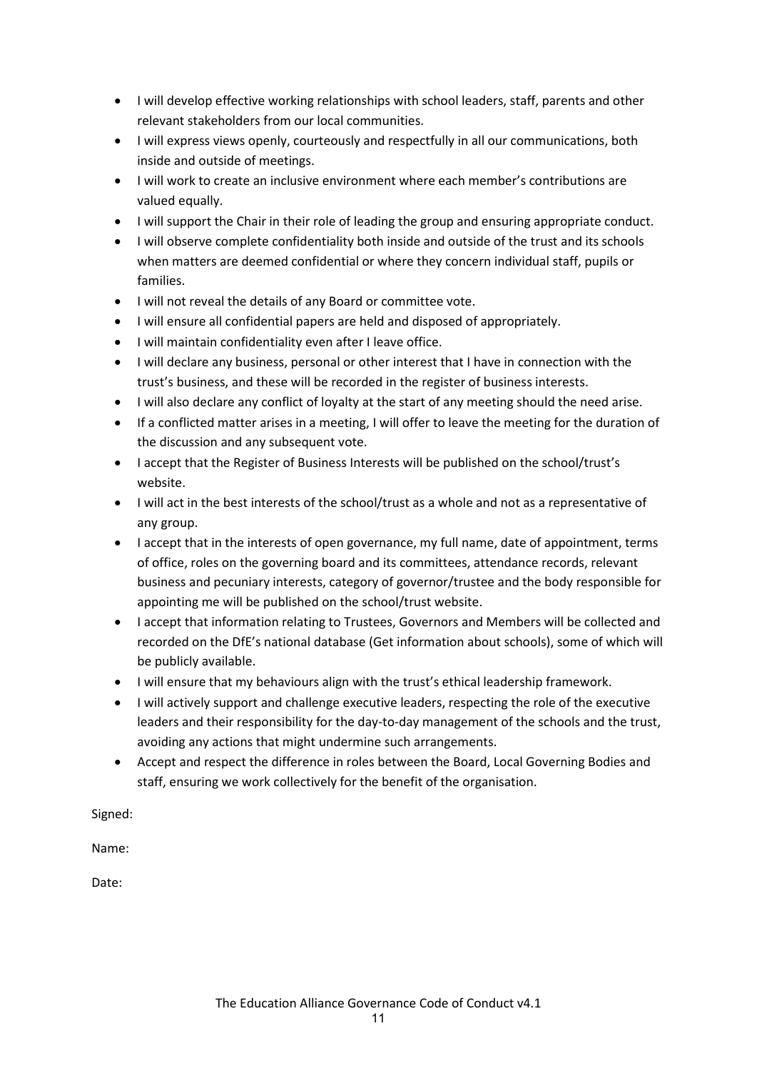- I will develop effective working relationships with school leaders, staff, parents and other relevant stakeholders from our local communities.
- I will express views openly, courteously and respectfully in all our communications, both inside and outside of meetings.
- I will work to create an inclusive environment where each member's contributions are valued equally.
- I will support the Chair in their role of leading the group and ensuring appropriate conduct.
- I will observe complete confidentiality both inside and outside of the trust and its schools when matters are deemed confidential or where they concern individual staff, pupils or families.
- I will not reveal the details of any Board or committee vote.
- I will ensure all confidential papers are held and disposed of appropriately.
- I will maintain confidentiality even after I leave office.
- I will declare any business, personal or other interest that I have in connection with the trust's business, and these will be recorded in the register of business interests.
- I will also declare any conflict of loyalty at the start of any meeting should the need arise.
- If a conflicted matter arises in a meeting, I will offer to leave the meeting for the duration of the discussion and any subsequent vote.
- I accept that the Register of Business Interests will be published on the school/trust's website.
- I will act in the best interests of the school/trust as a whole and not as a representative of any group.
- I accept that in the interests of open governance, my full name, date of appointment, terms of office, roles on the governing board and its committees, attendance records, relevant business and pecuniary interests, category of governor/trustee and the body responsible for appointing me will be published on the school/trust website.
- I accept that information relating to Trustees, Governors and Members will be collected and recorded on the DfE's national database (Get information about schools), some of which will be publicly available.
- I will ensure that my behaviours align with the trust's ethical leadership framework.
- I will actively support and challenge executive leaders, respecting the role of the executive leaders and their responsibility for the day-to-day management of the schools and the trust, avoiding any actions that might undermine such arrangements.
- Accept and respect the difference in roles between the Board, Local Governing Bodies and staff, ensuring we work collectively for the benefit of the organisation.

Signed:

Name:

Date: